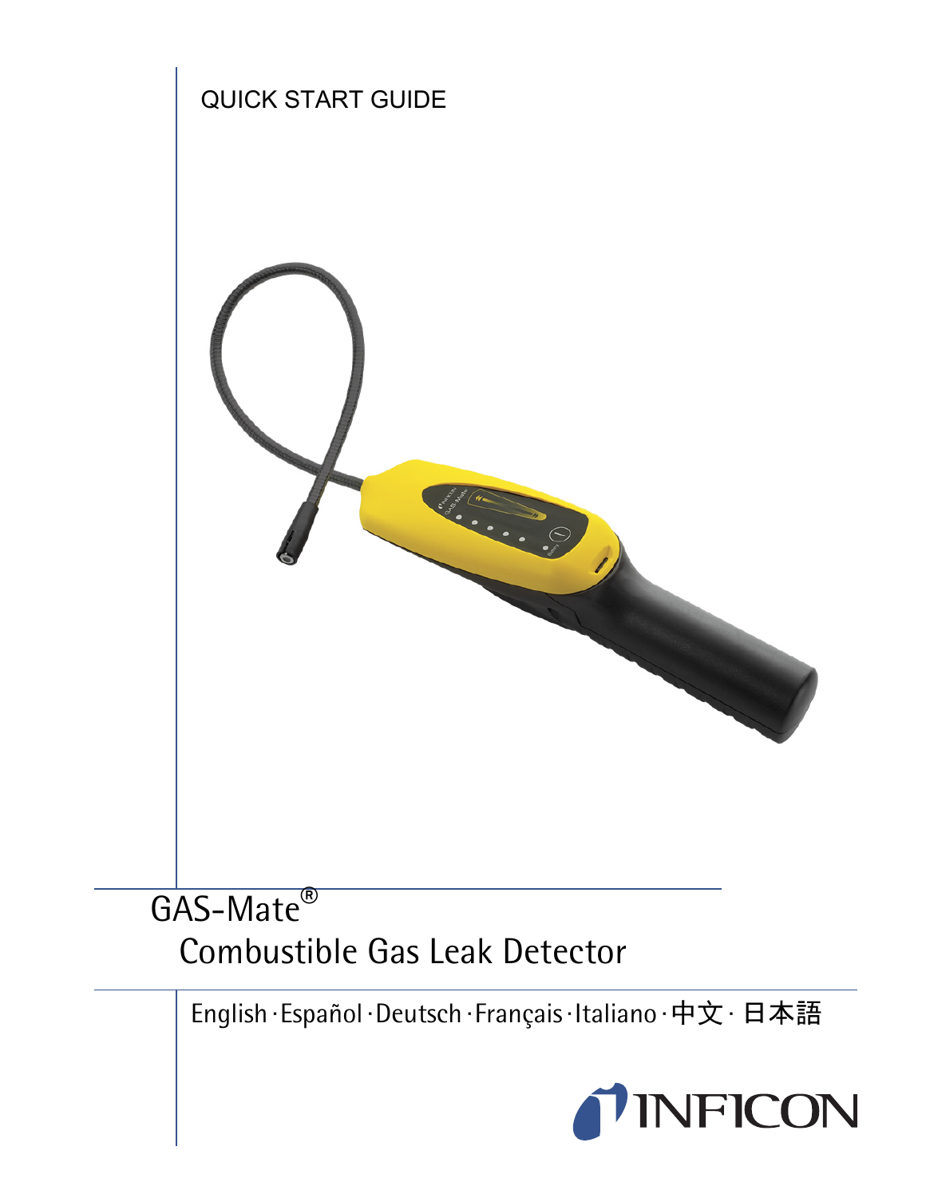QUICK START GUIDE

# GAS-Mate®
# Combustible Gas Leak Detector

English · Español · Deutsch · Français · Italiano · 中文 · 日本語

INFICON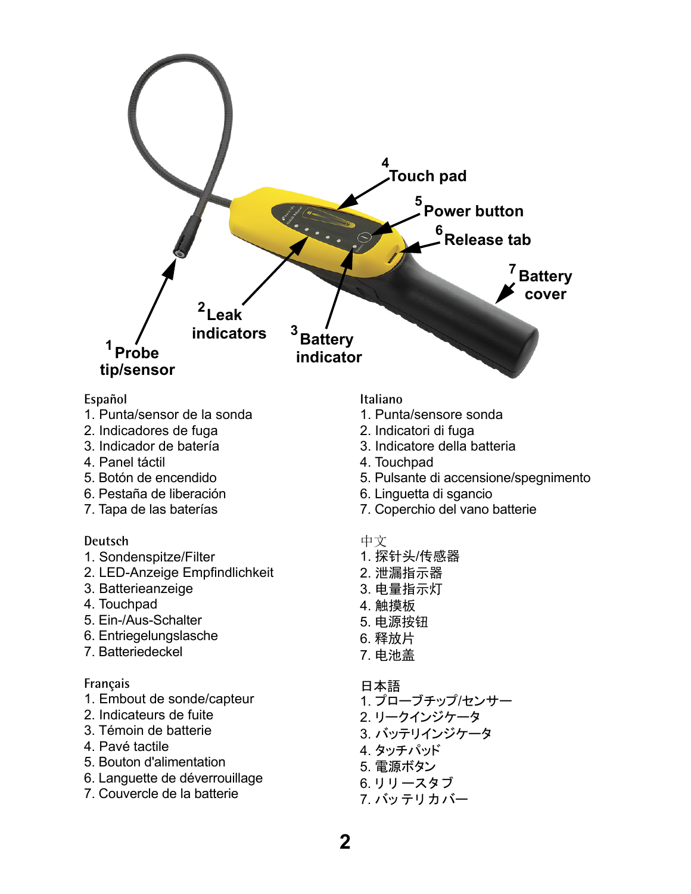1 Probe tip/sensor

2 Leak indicators

3 Battery indicator

4 Touch pad

5 Power button

6 Release tab

7 Battery cover

Español
1. Punta/sensor de la sonda
2. Indicadores de fuga
3. Indicador de batería
4. Panel táctil
5. Botón de encendido
6. Pestaña de liberación
7. Tapa de las baterías

Deutsch
1. Sondenspitze/Filter
2. LED-Anzeige Empfindlichkeit
3. Batterieanzeige
4. Touchpad
5. Ein-/Aus-Schalter
6. Entriegelungslasche
7. Batteriedeckel

Français
1. Embout de sonde/capteur
2. Indicateurs de fuite
3. Témoin de batterie
4. Pavé tactile
5. Bouton d'alimentation
6. Languette de déverrouillage
7. Couvercle de la batterie

Italiano
1. Punta/sensore sonda
2. Indicatori di fuga
3. Indicatore della batteria
4. Touchpad
5. Pulsante di accensione/spegnimento
6. Linguetta di sgancio
7. Coperchio del vano batterie

中文
1. 探针头/传感器
2. 泄漏指示器
3. 电量指示灯
4. 触摸板
5. 电源按钮
6. 释放片
7. 电池盖

日本語
1. プローブチップ/センサー
2. リークインジケータ
3. バッテリインジケータ
4. タッチパッド
5. 電源ボタン
6. リリースタブ
7. バッテリカバー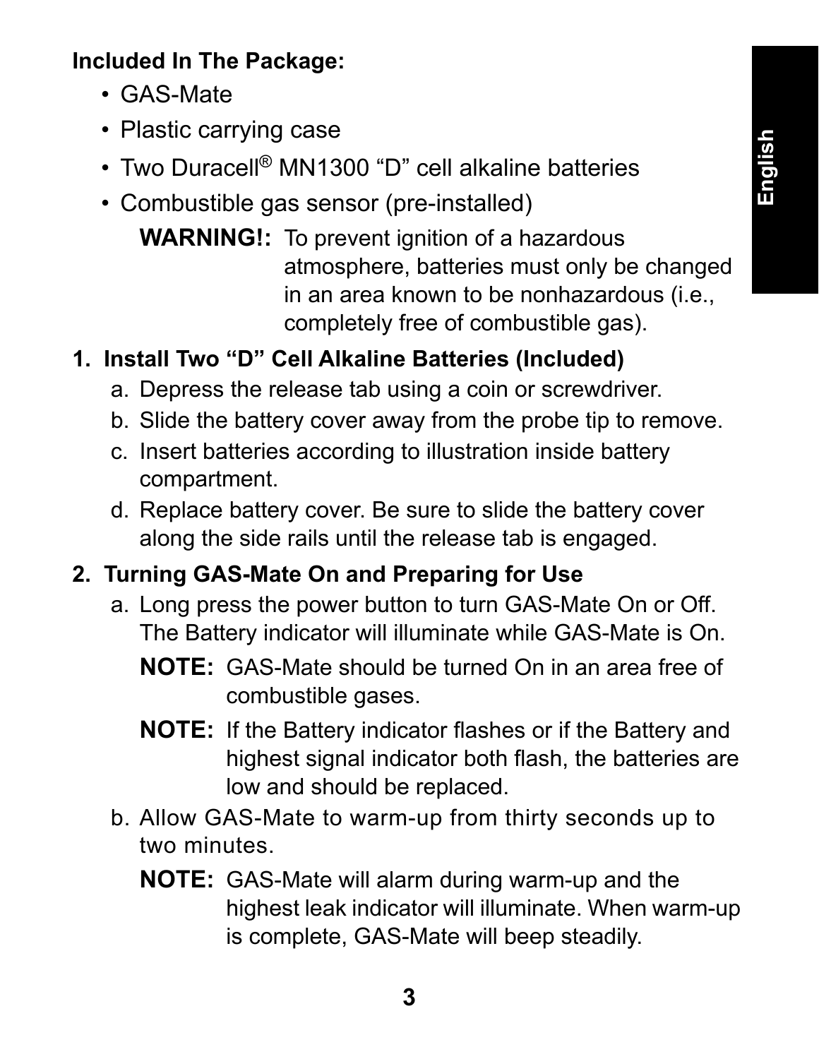**Included In The Package:**

- GAS-Mate
- Plastic carrying case
- Two Duracell® MN1300 “D” cell alkaline batteries
- Combustible gas sensor (pre-installed)

  **WARNING!:** To prevent ignition of a hazardous atmosphere, batteries must only be changed in an area known to be nonhazardous (i.e., completely free of combustible gas).

**1. Install Two “D” Cell Alkaline Batteries (Included)**

a. Depress the release tab using a coin or screwdriver.

b. Slide the battery cover away from the probe tip to remove.

c. Insert batteries according to illustration inside battery compartment.

d. Replace battery cover. Be sure to slide the battery cover along the side rails until the release tab is engaged.

**2. Turning GAS-Mate On and Preparing for Use**

a. Long press the power button to turn GAS-Mate On or Off. The Battery indicator will illuminate while GAS-Mate is On.

**NOTE:** GAS-Mate should be turned On in an area free of combustible gases.

**NOTE:** If the Battery indicator flashes or if the Battery and highest signal indicator both flash, the batteries are low and should be replaced.

b. Allow GAS-Mate to warm-up from thirty seconds up to two minutes.

**NOTE:** GAS-Mate will alarm during warm-up and the highest leak indicator will illuminate. When warm-up is complete, GAS-Mate will beep steadily.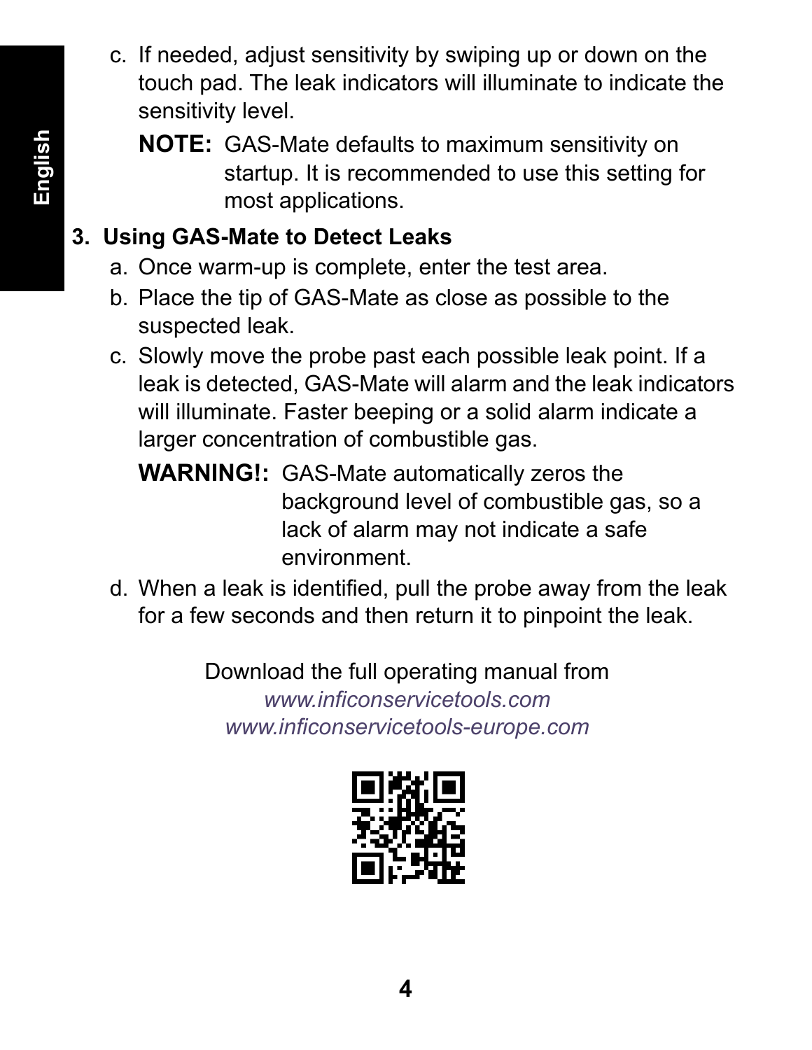c. If needed, adjust sensitivity by swiping up or down on the touch pad. The leak indicators will illuminate to indicate the sensitivity level.

   **NOTE:** GAS-Mate defaults to maximum sensitivity on startup. It is recommended to use this setting for most applications.

### 3. Using GAS-Mate to Detect Leaks

a. Once warm-up is complete, enter the test area.

b. Place the tip of GAS-Mate as close as possible to the suspected leak.

c. Slowly move the probe past each possible leak point. If a leak is detected, GAS-Mate will alarm and the leak indicators will illuminate. Faster beeping or a solid alarm indicate a larger concentration of combustible gas.

   **WARNING!:** GAS-Mate automatically zeros the background level of combustible gas, so a lack of alarm may not indicate a safe environment.

d. When a leak is identified, pull the probe away from the leak for a few seconds and then return it to pinpoint the leak.

Download the full operating manual from
*www.inficonservicetools.com*
*www.inficonservicetools-europe.com*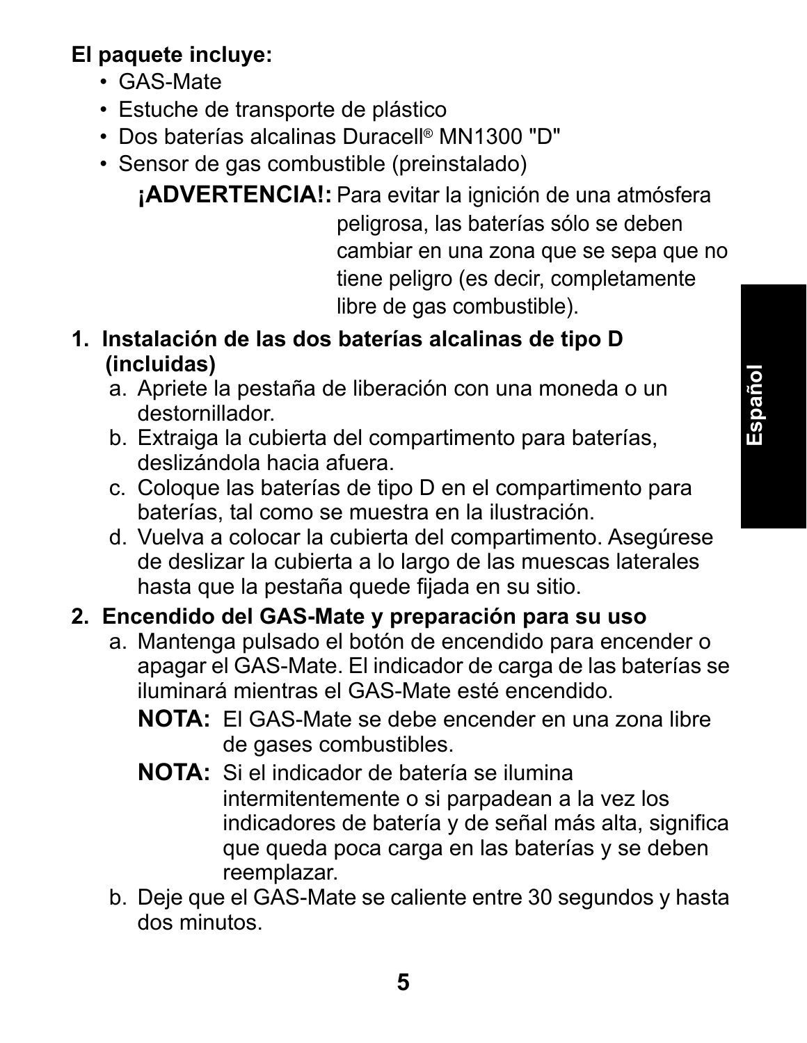**El paquete incluye:**

- GAS-Mate
- Estuche de transporte de plástico
- Dos baterías alcalinas Duracell® MN1300 "D"
- Sensor de gas combustible (preinstalado)

**¡ADVERTENCIA!:** Para evitar la ignición de una atmósfera peligrosa, las baterías sólo se deben cambiar en una zona que se sepa que no tiene peligro (es decir, completamente libre de gas combustible).

**1. Instalación de las dos baterías alcalinas de tipo D (incluidas)**

a. Apriete la pestaña de liberación con una moneda o un destornillador.

b. Extraiga la cubierta del compartimento para baterías, deslizándola hacia afuera.

c. Coloque las baterías de tipo D en el compartimento para baterías, tal como se muestra en la ilustración.

d. Vuelva a colocar la cubierta del compartimento. Asegúrese de deslizar la cubierta a lo largo de las muescas laterales hasta que la pestaña quede fijada en su sitio.

**2. Encendido del GAS-Mate y preparación para su uso**

a. Mantenga pulsado el botón de encendido para encender o apagar el GAS-Mate. El indicador de carga de las baterías se iluminará mientras el GAS-Mate esté encendido.

**NOTA:** El GAS-Mate se debe encender en una zona libre de gases combustibles.

**NOTA:** Si el indicador de batería se ilumina intermitentemente o si parpadean a la vez los indicadores de batería y de señal más alta, significa que queda poca carga en las baterías y se deben reemplazar.

b. Deje que el GAS-Mate se caliente entre 30 segundos y hasta dos minutos.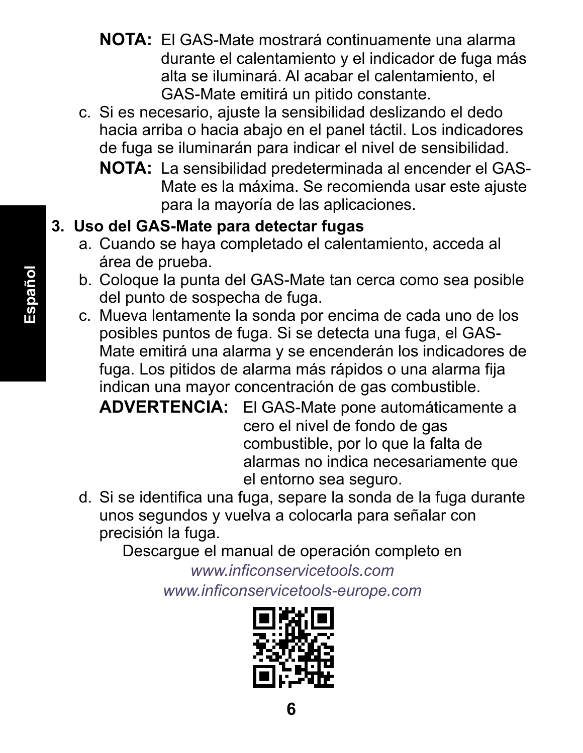**NOTA:** El GAS-Mate mostrará continuamente una alarma durante el calentamiento y el indicador de fuga más alta se iluminará. Al acabar el calentamiento, el GAS-Mate emitirá un pitido constante.

c. Si es necesario, ajuste la sensibilidad deslizando el dedo hacia arriba o hacia abajo en el panel táctil. Los indicadores de fuga se iluminarán para indicar el nivel de sensibilidad.

**NOTA:** La sensibilidad predeterminada al encender el GAS-Mate es la máxima. Se recomienda usar este ajuste para la mayoría de las aplicaciones.

**3. Uso del GAS-Mate para detectar fugas**

a. Cuando se haya completado el calentamiento, acceda al área de prueba.

b. Coloque la punta del GAS-Mate tan cerca como sea posible del punto de sospecha de fuga.

c. Mueva lentamente la sonda por encima de cada uno de los posibles puntos de fuga. Si se detecta una fuga, el GAS-Mate emitirá una alarma y se encenderán los indicadores de fuga. Los pitidos de alarma más rápidos o una alarma fija indican una mayor concentración de gas combustible.

**ADVERTENCIA:** El GAS-Mate pone automáticamente a cero el nivel de fondo de gas combustible, por lo que la falta de alarmas no indica necesariamente que el entorno sea seguro.

d. Si se identifica una fuga, separe la sonda de la fuga durante unos segundos y vuelva a colocarla para señalar con precisión la fuga.

Descargue el manual de operación completo en

*www.inficonservicetools.com*

*www.inficonservicetools-europe.com*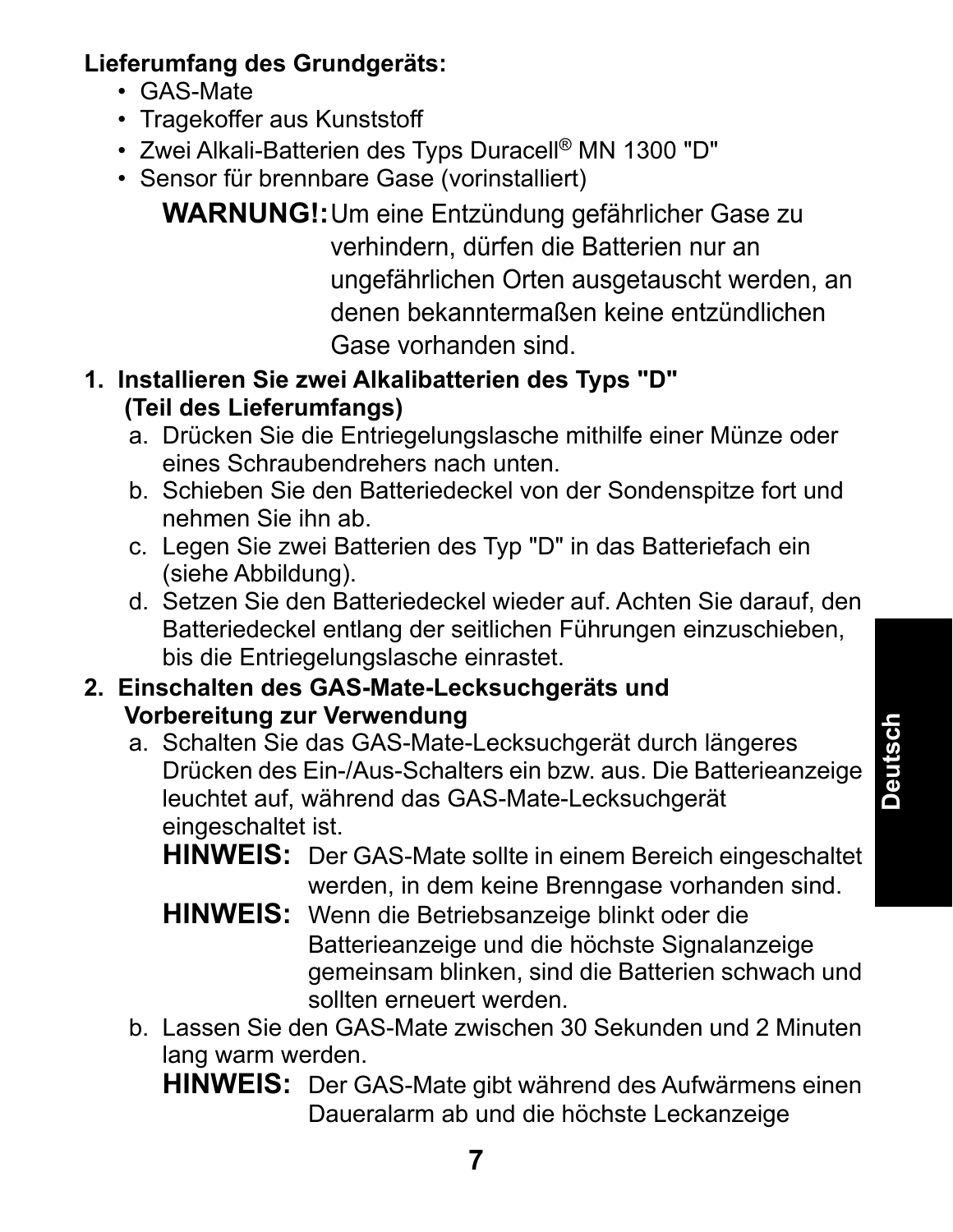**Lieferumfang des Grundgeräts:**

- GAS-Mate
- Tragekoffer aus Kunststoff
- Zwei Alkali-Batterien des Typs Duracell® MN 1300 "D"
- Sensor für brennbare Gase (vorinstalliert)

**WARNUNG!:** Um eine Entzündung gefährlicher Gase zu verhindern, dürfen die Batterien nur an ungefährlichen Orten ausgetauscht werden, an denen bekanntermaßen keine entzündlichen Gase vorhanden sind.

**1. Installieren Sie zwei Alkalibatterien des Typs "D" (Teil des Lieferumfangs)**

a. Drücken Sie die Entriegelungslasche mithilfe einer Münze oder eines Schraubendrehers nach unten.

b. Schieben Sie den Batteriedeckel von der Sondenspitze fort und nehmen Sie ihn ab.

c. Legen Sie zwei Batterien des Typ "D" in das Batteriefach ein (siehe Abbildung).

d. Setzen Sie den Batteriedeckel wieder auf. Achten Sie darauf, den Batteriedeckel entlang der seitlichen Führungen einzuschieben, bis die Entriegelungslasche einrastet.

**2. Einschalten des GAS-Mate-Lecksuchgeräts und Vorbereitung zur Verwendung**

a. Schalten Sie das GAS-Mate-Lecksuchgerät durch längeres Drücken des Ein-/Aus-Schalters ein bzw. aus. Die Batterieanzeige leuchtet auf, während das GAS-Mate-Lecksuchgerät eingeschaltet ist.

**HINWEIS:** Der GAS-Mate sollte in einem Bereich eingeschaltet werden, in dem keine Brenngase vorhanden sind.

**HINWEIS:** Wenn die Betriebsanzeige blinkt oder die Batterieanzeige und die höchste Signalanzeige gemeinsam blinken, sind die Batterien schwach und sollten erneuert werden.

b. Lassen Sie den GAS-Mate zwischen 30 Sekunden und 2 Minuten lang warm werden.

**HINWEIS:** Der GAS-Mate gibt während des Aufwärmens einen Daueralarm ab und die höchste Leckanzeige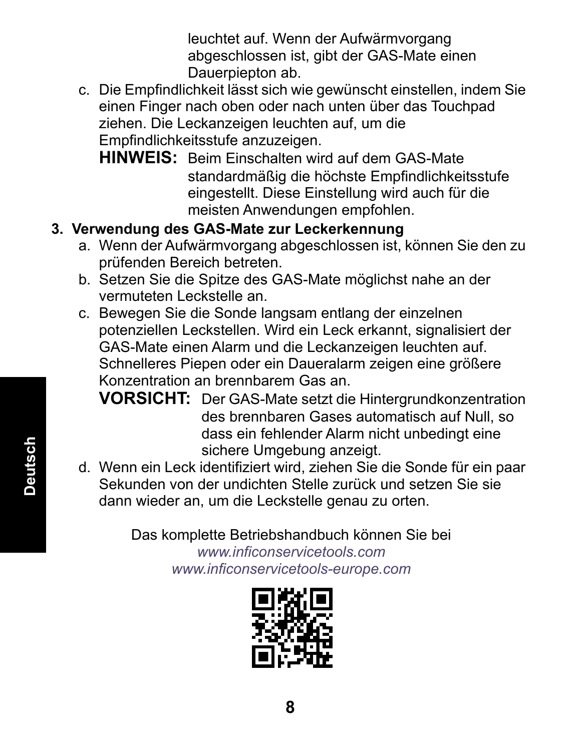leuchtet auf. Wenn der Aufwärmvorgang abgeschlossen ist, gibt der GAS-Mate einen Dauerpiepton ab.

c. Die Empfindlichkeit lässt sich wie gewünscht einstellen, indem Sie einen Finger nach oben oder nach unten über das Touchpad ziehen. Die Leckanzeigen leuchten auf, um die Empfindlichkeitsstufe anzuzeigen.

   **HINWEIS:** Beim Einschalten wird auf dem GAS-Mate standardmäßig die höchste Empfindlichkeitsstufe eingestellt. Diese Einstellung wird auch für die meisten Anwendungen empfohlen.

**3. Verwendung des GAS-Mate zur Leckerkennung**

a. Wenn der Aufwärmvorgang abgeschlossen ist, können Sie den zu prüfenden Bereich betreten.

b. Setzen Sie die Spitze des GAS-Mate möglichst nahe an der vermuteten Leckstelle an.

c. Bewegen Sie die Sonde langsam entlang der einzelnen potenziellen Leckstellen. Wird ein Leck erkannt, signalisiert der GAS-Mate einen Alarm und die Leckanzeigen leuchten auf. Schnelleres Piepen oder ein Daueralarm zeigen eine größere Konzentration an brennbarem Gas an.

   **VORSICHT:** Der GAS-Mate setzt die Hintergrundkonzentration des brennbaren Gases automatisch auf Null, so dass ein fehlender Alarm nicht unbedingt eine sichere Umgebung anzeigt.

d. Wenn ein Leck identifiziert wird, ziehen Sie die Sonde für ein paar Sekunden von der undichten Stelle zurück und setzen Sie sie dann wieder an, um die Leckstelle genau zu orten.

Das komplette Betriebshandbuch können Sie bei
*www.inficonservicetools.com*
*www.inficonservicetools-europe.com*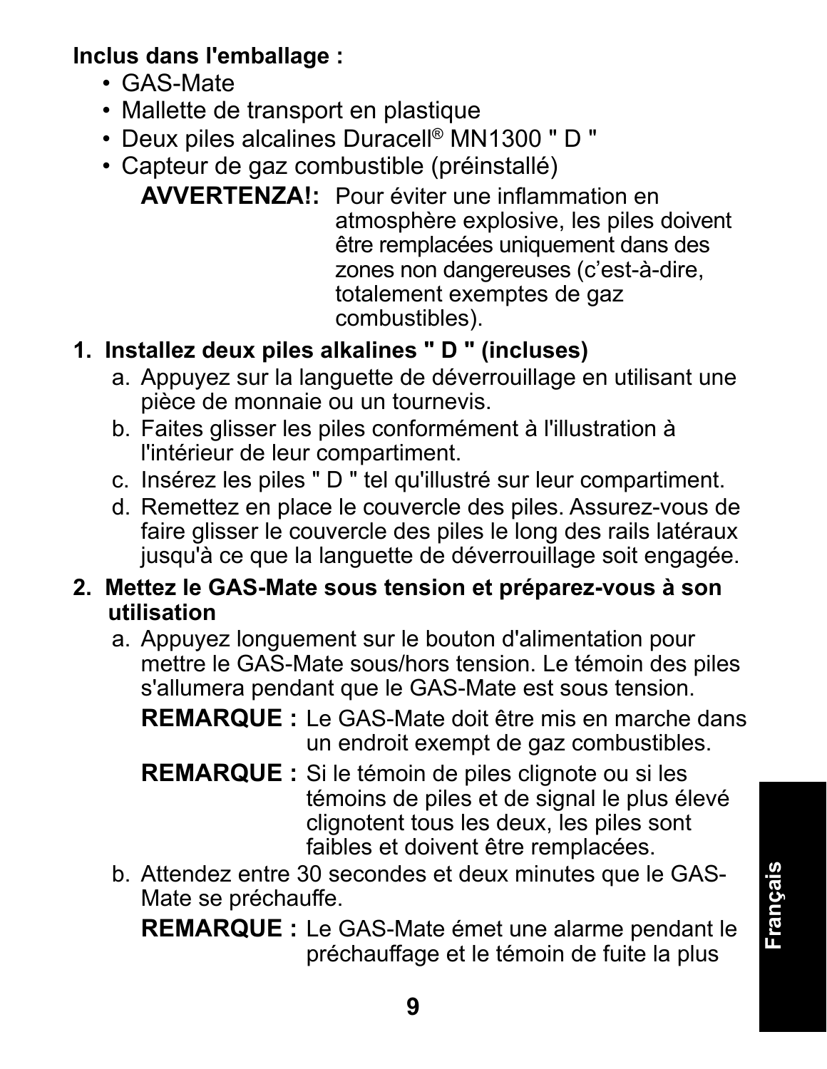**Inclus dans l'emballage :**

- GAS-Mate
- Mallette de transport en plastique
- Deux piles alcalines Duracell® MN1300 " D "
- Capteur de gaz combustible (préinstallé)

**AVVERTENZA!:** Pour éviter une inflammation en atmosphère explosive, les piles doivent être remplacées uniquement dans des zones non dangereuses (c'est-à-dire, totalement exemptes de gaz combustibles).

**1. Installez deux piles alkalines " D " (incluses)**

a. Appuyez sur la languette de déverrouillage en utilisant une pièce de monnaie ou un tournevis.

b. Faites glisser les piles conformément à l'illustration à l'intérieur de leur compartiment.

c. Insérez les piles " D " tel qu'illustré sur leur compartiment.

d. Remettez en place le couvercle des piles. Assurez-vous de faire glisser le couvercle des piles le long des rails latéraux jusqu'à ce que la languette de déverrouillage soit engagée.

**2. Mettez le GAS-Mate sous tension et préparez-vous à son utilisation**

a. Appuyez longuement sur le bouton d'alimentation pour mettre le GAS-Mate sous/hors tension. Le témoin des piles s'allumera pendant que le GAS-Mate est sous tension.

**REMARQUE :** Le GAS-Mate doit être mis en marche dans un endroit exempt de gaz combustibles.

**REMARQUE :** Si le témoin de piles clignote ou si les témoins de piles et de signal le plus élevé clignotent tous les deux, les piles sont faibles et doivent être remplacées.

b. Attendez entre 30 secondes et deux minutes que le GAS-Mate se préchauffe.

**REMARQUE :** Le GAS-Mate émet une alarme pendant le préchauffage et le témoin de fuite la plus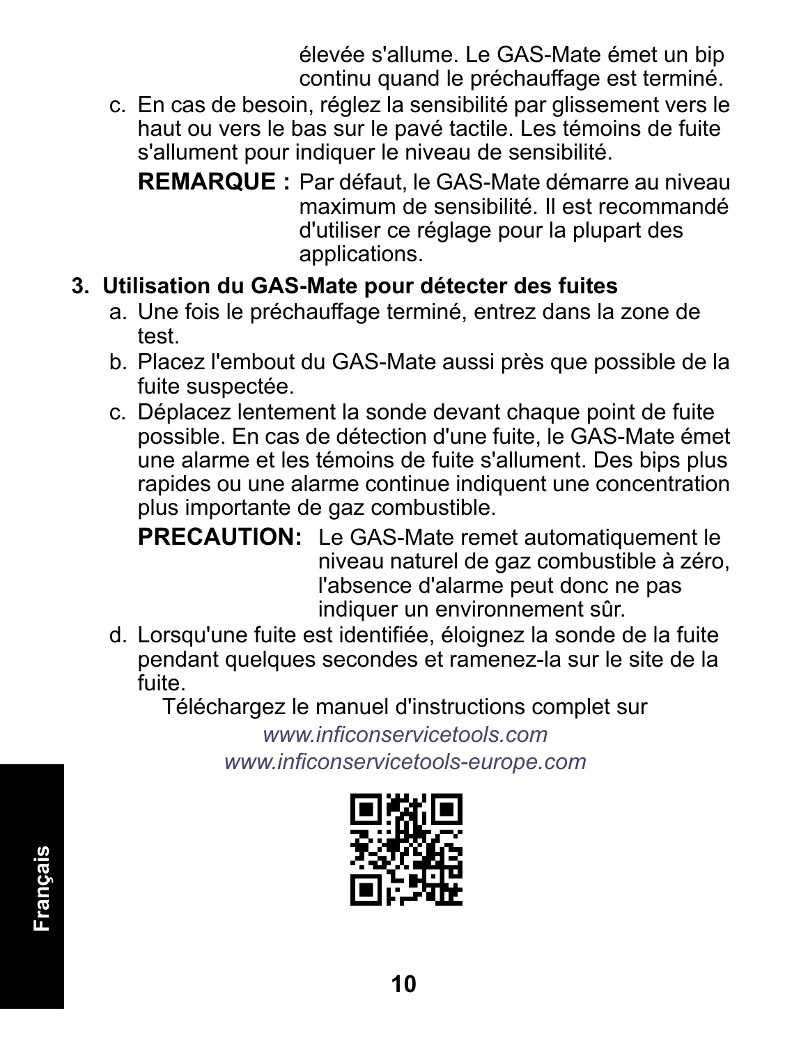élevée s'allume. Le GAS-Mate émet un bip continu quand le préchauffage est terminé.

c. En cas de besoin, réglez la sensibilité par glissement vers le haut ou vers le bas sur le pavé tactile. Les témoins de fuite s'allument pour indiquer le niveau de sensibilité.

   **REMARQUE :** Par défaut, le GAS-Mate démarre au niveau maximum de sensibilité. Il est recommandé d'utiliser ce réglage pour la plupart des applications.

**3. Utilisation du GAS-Mate pour détecter des fuites**

a. Une fois le préchauffage terminé, entrez dans la zone de test.

b. Placez l'embout du GAS-Mate aussi près que possible de la fuite suspectée.

c. Déplacez lentement la sonde devant chaque point de fuite possible. En cas de détection d'une fuite, le GAS-Mate émet une alarme et les témoins de fuite s'allument. Des bips plus rapides ou une alarme continue indiquent une concentration plus importante de gaz combustible.

   **PRECAUTION:** Le GAS-Mate remet automatiquement le niveau naturel de gaz combustible à zéro, l'absence d'alarme peut donc ne pas indiquer un environnement sûr.

d. Lorsqu'une fuite est identifiée, éloignez la sonde de la fuite pendant quelques secondes et ramenez-la sur le site de la fuite.

Téléchargez le manuel d'instructions complet sur

*www.inficonservicetools.com*

*www.inficonservicetools-europe.com*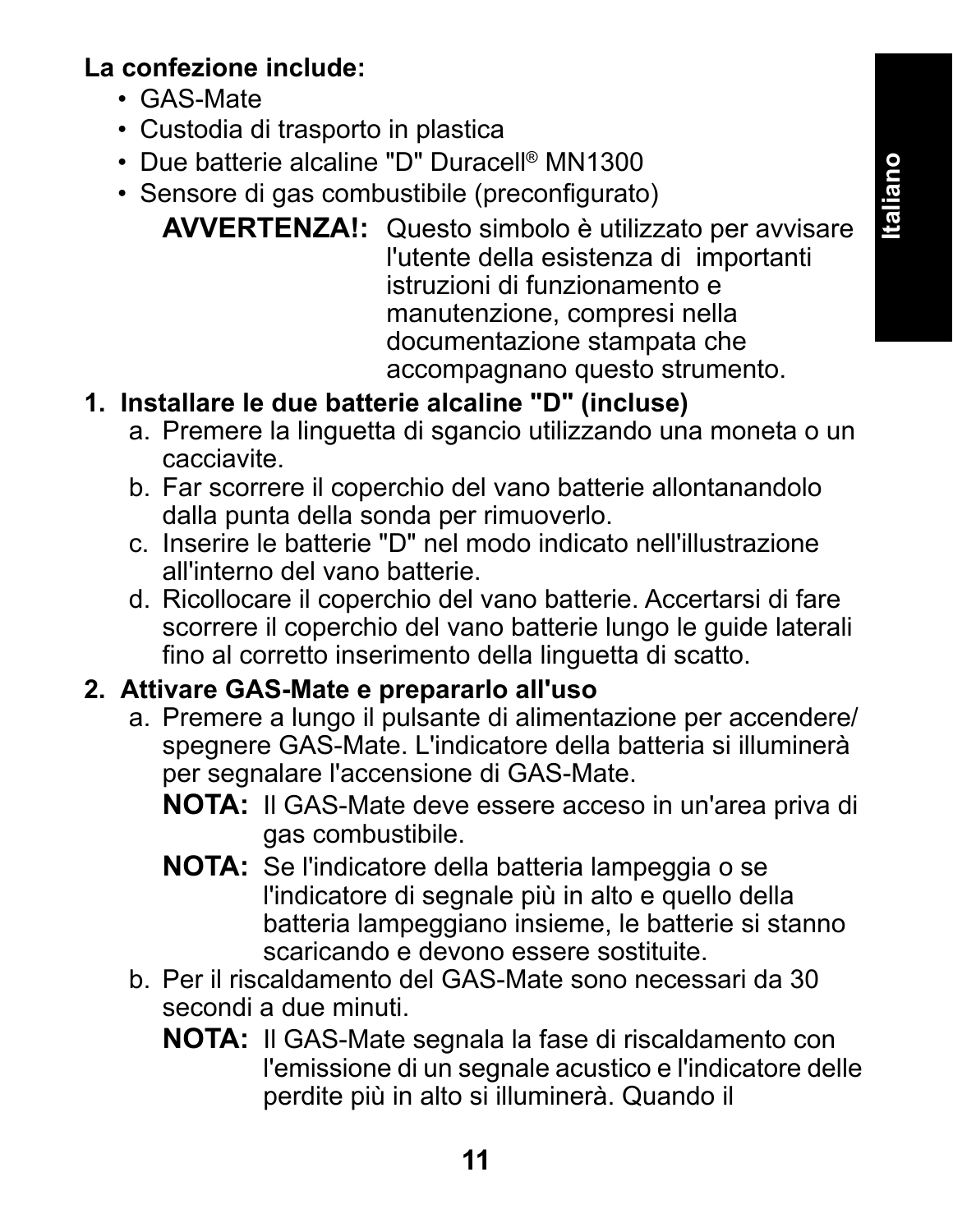**La confezione include:**

- GAS-Mate
- Custodia di trasporto in plastica
- Due batterie alcaline "D" Duracell® MN1300
- Sensore di gas combustibile (preconfigurato)

**AVVERTENZA!:** Questo simbolo è utilizzato per avvisare l'utente della esistenza di importanti istruzioni di funzionamento e manutenzione, compresi nella documentazione stampata che accompagnano questo strumento.

**1. Installare le due batterie alcaline "D" (incluse)**

a. Premere la linguetta di sgancio utilizzando una moneta o un cacciavite.

b. Far scorrere il coperchio del vano batterie allontanandolo dalla punta della sonda per rimuoverlo.

c. Inserire le batterie "D" nel modo indicato nell'illustrazione all'interno del vano batterie.

d. Ricollocare il coperchio del vano batterie. Accertarsi di fare scorrere il coperchio del vano batterie lungo le guide laterali fino al corretto inserimento della linguetta di scatto.

**2. Attivare GAS-Mate e prepararlo all'uso**

a. Premere a lungo il pulsante di alimentazione per accendere/spegnere GAS-Mate. L'indicatore della batteria si illuminerà per segnalare l'accensione di GAS-Mate.

**NOTA:** Il GAS-Mate deve essere acceso in un'area priva di gas combustibile.

**NOTA:** Se l'indicatore della batteria lampeggia o se l'indicatore di segnale più in alto e quello della batteria lampeggiano insieme, le batterie si stanno scaricando e devono essere sostituite.

b. Per il riscaldamento del GAS-Mate sono necessari da 30 secondi a due minuti.

**NOTA:** Il GAS-Mate segnala la fase di riscaldamento con l'emissione di un segnale acustico e l'indicatore delle perdite più in alto si illuminerà. Quando il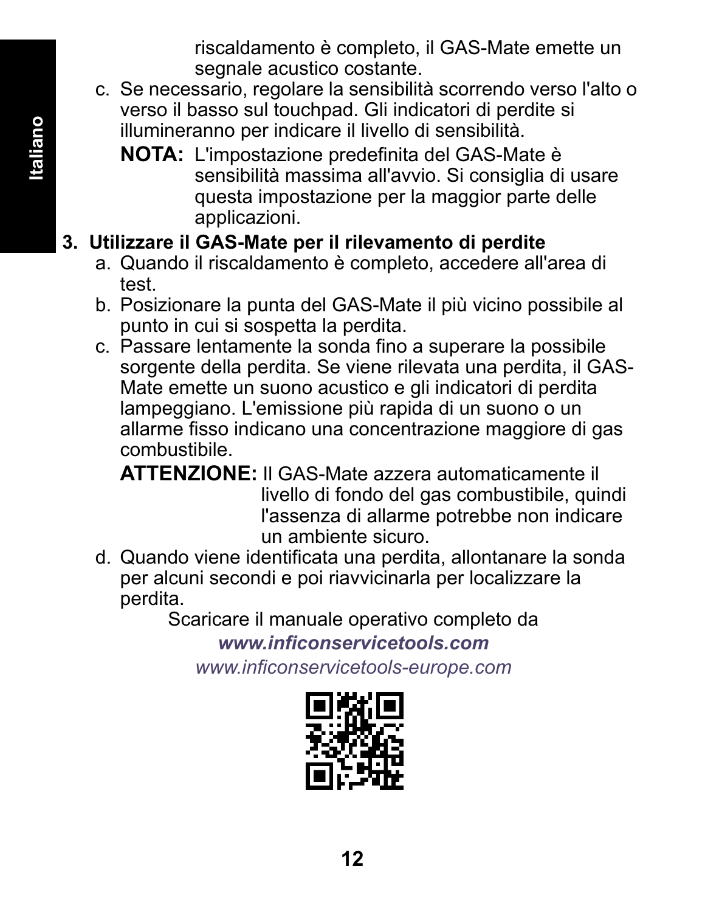riscaldamento è completo, il GAS-Mate emette un segnale acustico costante.

c. Se necessario, regolare la sensibilità scorrendo verso l'alto o verso il basso sul touchpad. Gli indicatori di perdite si illumineranno per indicare il livello di sensibilità.

**NOTA:** L'impostazione predefinita del GAS-Mate è sensibilità massima all'avvio. Si consiglia di usare questa impostazione per la maggior parte delle applicazioni.

**3. Utilizzare il GAS-Mate per il rilevamento di perdite**

a. Quando il riscaldamento è completo, accedere all'area di test.

b. Posizionare la punta del GAS-Mate il più vicino possibile al punto in cui si sospetta la perdita.

c. Passare lentamente la sonda fino a superare la possibile sorgente della perdita. Se viene rilevata una perdita, il GAS-Mate emette un suono acustico e gli indicatori di perdita lampeggiano. L'emissione più rapida di un suono o un allarme fisso indicano una concentrazione maggiore di gas combustibile.

**ATTENZIONE:** Il GAS-Mate azzera automaticamente il livello di fondo del gas combustibile, quindi l'assenza di allarme potrebbe non indicare un ambiente sicuro.

d. Quando viene identificata una perdita, allontanare la sonda per alcuni secondi e poi riavvicinarla per localizzare la perdita.

Scaricare il manuale operativo completo da

***www.inficonservicetools.com***

*www.inficonservicetools-europe.com*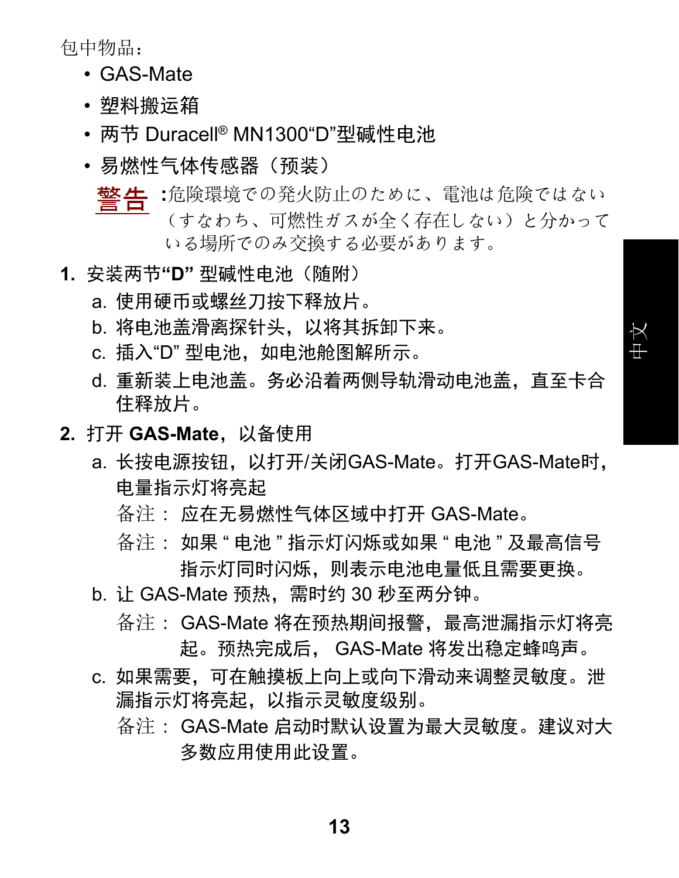包中物品：

- GAS-Mate
- 塑料搬运箱
- 两节 Duracell® MN1300“D”型碱性电池
- 易燃性气体传感器（预装）

**警告**：危険環境での発火防止のために、電池は危険ではない（すなわち、可燃性ガスが全く存在しない）と分かっている場所でのみ交換する必要があります。

**1.** 安装两节**“D”** 型碱性电池（随附）

a. 使用硬币或螺丝刀按下释放片。

b. 将电池盖滑离探针头，以将其拆卸下来。

c. 插入“D” 型电池，如电池舱图解所示。

d. 重新装上电池盖。务必沿着两侧导轨滑动电池盖，直至卡合住释放片。

**2.** 打开 **GAS-Mate**，以备使用

a. 长按电源按钮，以打开/关闭GAS-Mate。打开GAS-Mate时，电量指示灯将亮起

备注： 应在无易燃性气体区域中打开 GAS-Mate。

备注： 如果 “ 电池 ” 指示灯闪烁或如果 “ 电池 ” 及最高信号指示灯同时闪烁，则表示电池电量低且需要更换。

b. 让 GAS-Mate 预热，需时约 30 秒至两分钟。

备注： GAS-Mate 将在预热期间报警，最高泄漏指示灯将亮起。预热完成后， GAS-Mate 将发出稳定蜂鸣声。

c. 如果需要，可在触摸板上向上或向下滑动来调整灵敏度。泄漏指示灯将亮起，以指示灵敏度级别。

备注： GAS-Mate 启动时默认设置为最大灵敏度。建议对大多数应用使用此设置。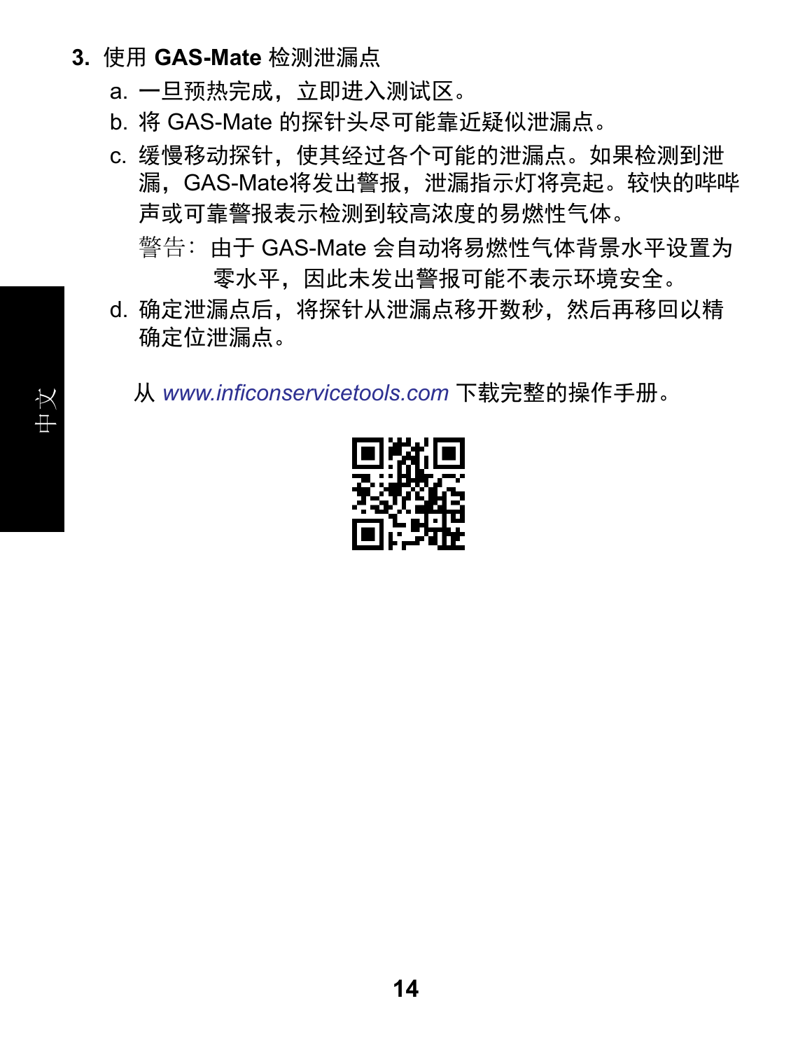3. 使用 **GAS-Mate** 检测泄漏点

   a. 一旦预热完成，立即进入测试区。

   b. 将 GAS-Mate 的探针头尽可能靠近疑似泄漏点。

   c. 缓慢移动探针，使其经过各个可能的泄漏点。如果检测到泄漏，GAS-Mate将发出警报，泄漏指示灯将亮起。较快的哔哔声或可靠警报表示检测到较高浓度的易燃性气体。

      警告：由于 GAS-Mate 会自动将易燃性气体背景水平设置为零水平，因此未发出警报可能不表示环境安全。

   d. 确定泄漏点后，将探针从泄漏点移开数秒，然后再移回以精确定位泄漏点。

从 *www.inficonservicetools.com* 下载完整的操作手册。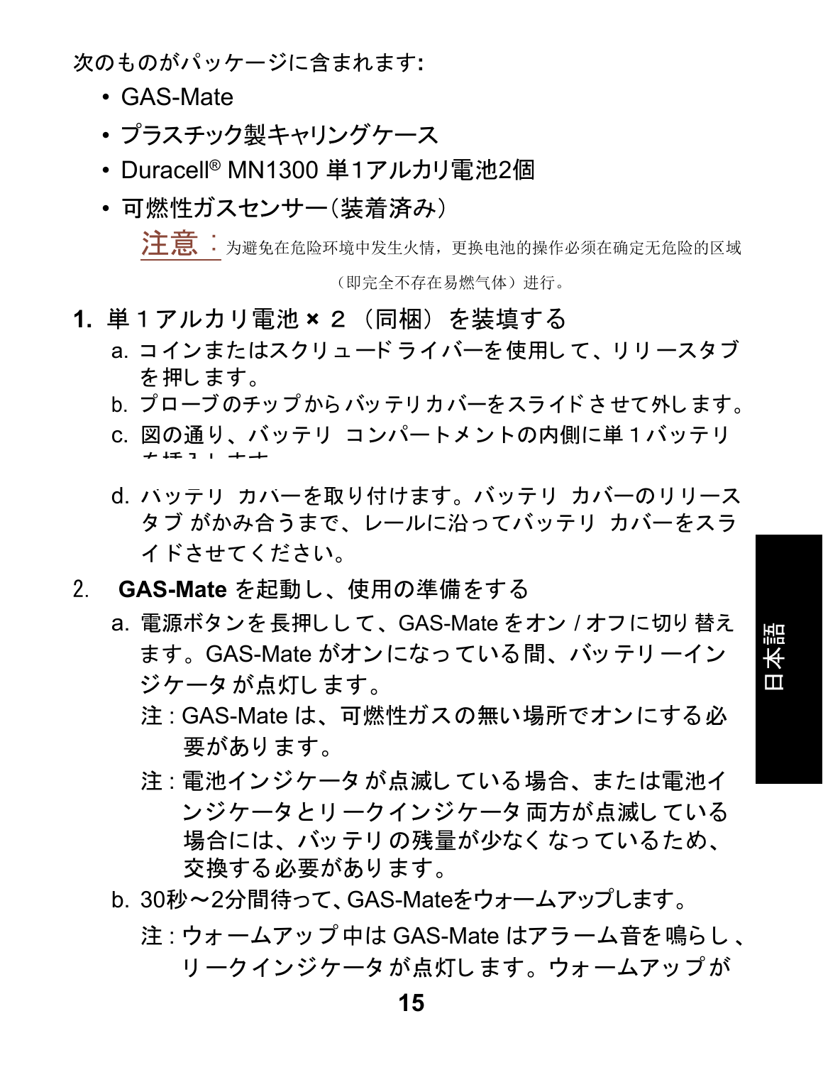次のものがパッケージに含まれます:

- GAS-Mate
- プラスチック製キャリングケース
- Duracell® MN1300 単1アルカリ電池2個
- 可燃性ガスセンサー(装着済み)

注意：为避免在危险环境中发生火情，更换电池的操作必须在确定无危险的区域（即完全不存在易燃气体）进行。

**1. 単１アルカリ電池 × ２（同梱）を装填する**

a. コインまたはスクリュードライバーを使用して、リリースタブを押します。

b. プローブのチップからバッテリカバーをスライドさせて外します。

c. 図の通り、バッテリ コンパートメントの内側に単１バッテリを挿入します。

d. バッテリ カバーを取り付けます。バッテリ カバーのリリースタブ がかみ合うまで、レールに沿ってバッテリ カバーをスライドさせてください。

2. **GAS-Mate** を起動し、使用の準備をする

a. 電源ボタンを長押しして、GAS-Mate をオン / オフに切り替えます。GAS-Mate がオンになっている間、バッテリーインジケータが点灯します。

注 : GAS-Mate は、可燃性ガスの無い場所でオンにする必要があります。

注 : 電池インジケータが点滅している場合、または電池インジケータとリークインジケータ両方が点滅している場合には、バッテリの残量が少なくなっているため、交換する必要があります。

b. 30秒～2分間待って、GAS-Mateをウォームアップします。

注 : ウォームアップ中は GAS-Mate はアラーム音を鳴らし、リークインジケータが点灯します。ウォームアップが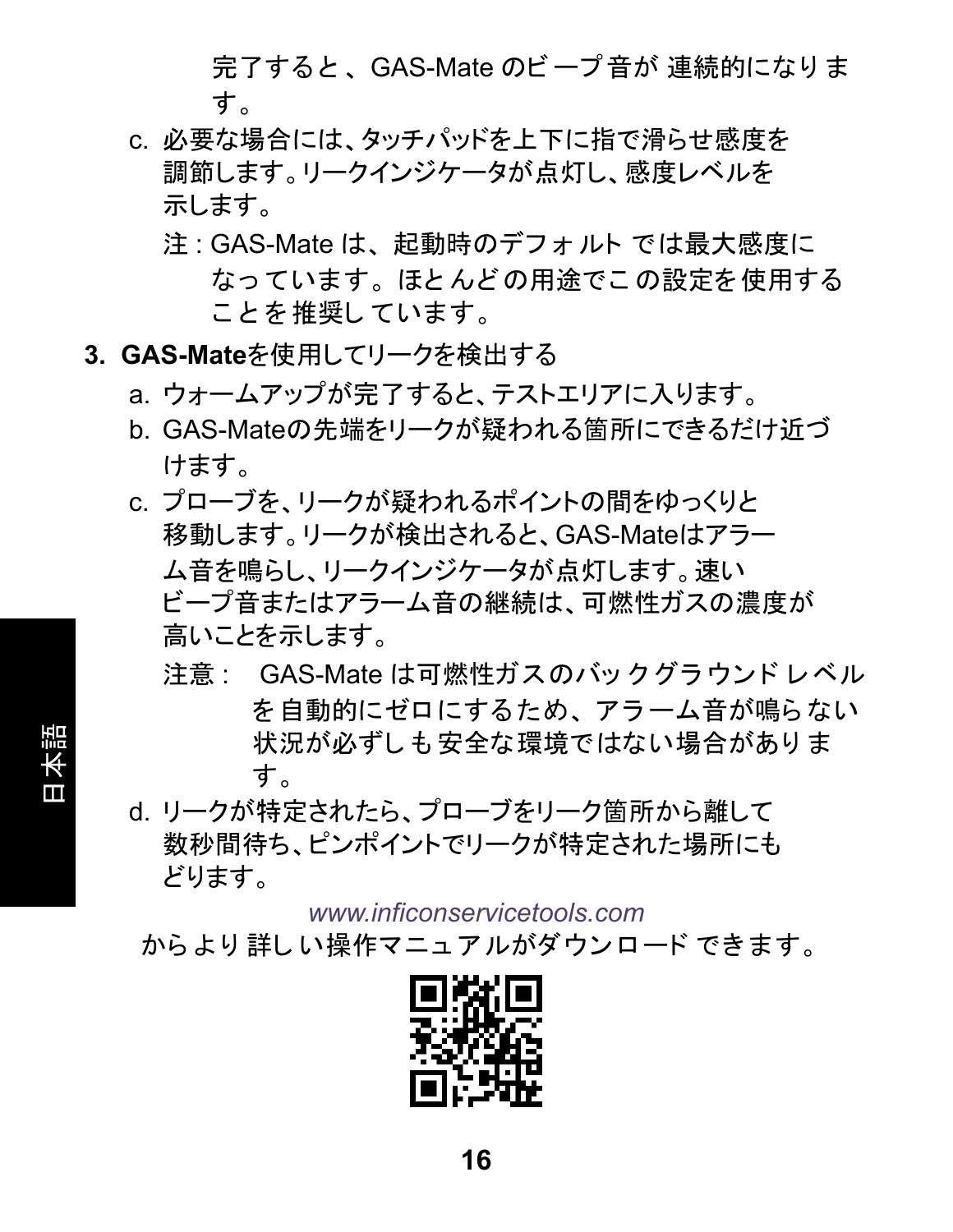完了すると、GAS-Mate のビープ音が 連続的になります。

c. 必要な場合には、タッチパッドを上下に指で滑らせ感度を調節します。リークインジケータが点灯し、感度レベルを示します。

注 : GAS-Mate は、起動時のデフォルト では最大感度になっています。ほとんどの用途でこの設定を使用することを推奨しています。

3. **GAS-Mate**を使用してリークを検出する

a. ウォームアップが完了すると、テストエリアに入ります。

b. GAS-Mateの先端をリークが疑われる箇所にできるだけ近づけます。

c. プローブを、リークが疑われるポイントの間をゆっくりと移動します。リークが検出されると、GAS-Mateはアラーム音を鳴らし、リークインジケータが点灯します。速いビープ音またはアラーム音の継続は、可燃性ガスの濃度が高いことを示します。

注意 : GAS-Mate は可燃性ガスのバックグラウンドレベルを自動的にゼロにするため、アラーム音が鳴らない状況が必ずしも安全な環境ではない場合があります。

d. リークが特定されたら、プローブをリーク箇所から離して数秒間待ち、ピンポイントでリークが特定された場所にもどります。

*www.inficonservicetools.com*
からより詳しい操作マニュアルがダウンロードできます。

日本語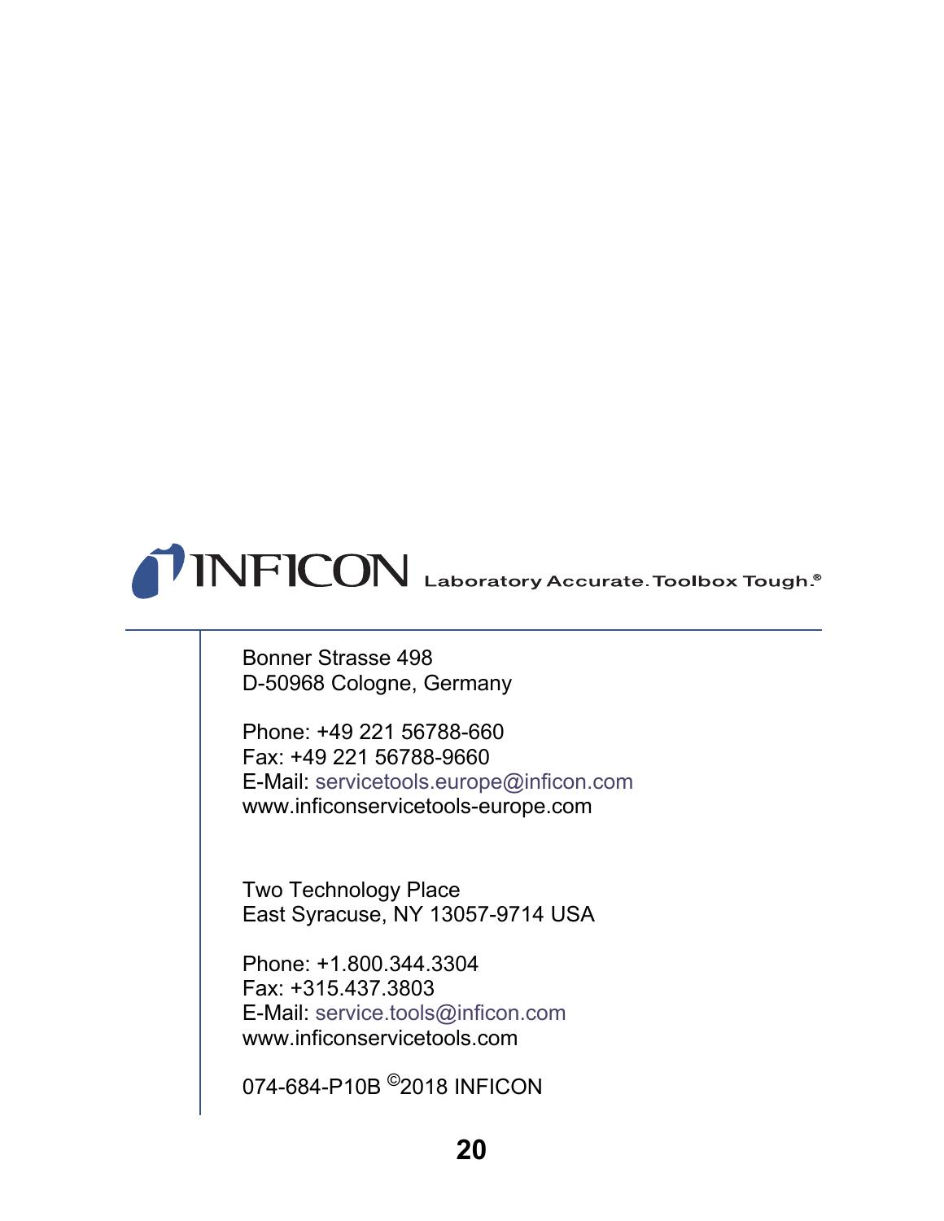INFICON Laboratory Accurate. Toolbox Tough.®

Bonner Strasse 498
D-50968 Cologne, Germany

Phone: +49 221 56788-660
Fax: +49 221 56788-9660
E-Mail: servicetools.europe@inficon.com
www.inficonservicetools-europe.com

Two Technology Place
East Syracuse, NY 13057-9714 USA

Phone: +1.800.344.3304
Fax: +315.437.3803
E-Mail: service.tools@inficon.com
www.inficonservicetools.com

074-684-P10B ©2018 INFICON